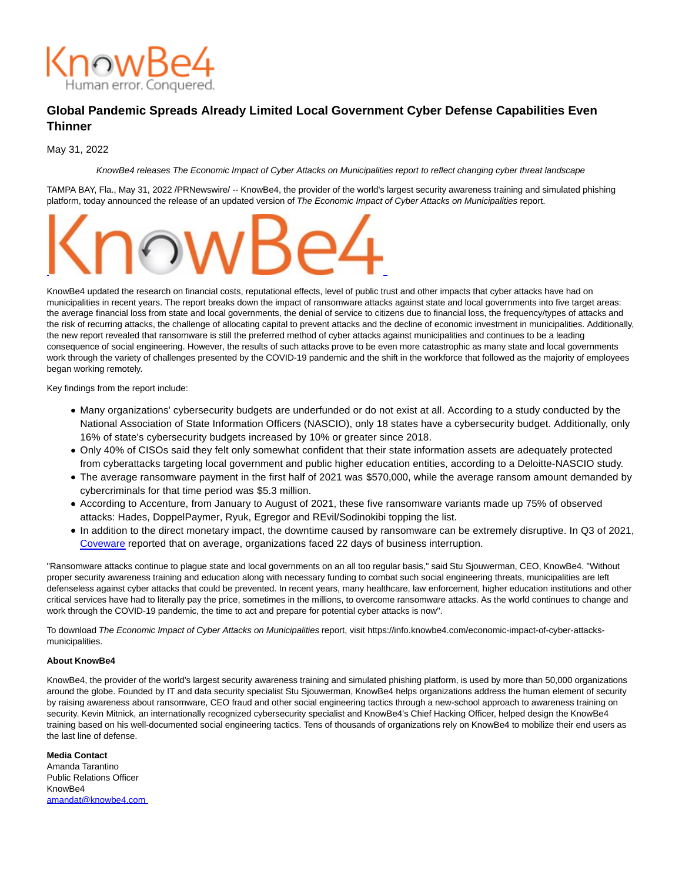# Global Pandemic Spreads Already Limited Local Government Cyber Defense Capabilities Even Thinner

May 31, 2022

*KnowBe4 releases The Economic Impact of Cyber Attacks on Municipalities report to reflect changing cyber threat landscape*

TAMPA BAY, Fla., May 31, 2022 /PRNewswire/ -- KnowBe4, the provider of the world's largest security awareness training and simulated phishing platform, today announced the release of an updated version of *The Economic Impact of Cyber Attacks on Municipalities* report.

KnowBe4 updated the research on financial costs, reputational effects, level of public trust and other impacts that cyber attacks have had on municipalities in recent years. The report breaks down the impact of ransomware attacks against state and local governments into five target areas: the average financial loss from state and local governments, the denial of service to citizens due to financial loss, the frequency/types of attacks and the risk of recurring attacks, the challenge of allocating capital to prevent attacks and the decline of economic investment in municipalities. Additionally, the new report revealed that ransomware is still the preferred method of cyber attacks against municipalities and continues to be a leading consequence of social engineering. However, the results of such attacks prove to be even more catastrophic as many state and local governments work through the variety of challenges presented by the COVID-19 pandemic and the shift in the workforce that followed as the majority of employees began working remotely.

Key findings from the report include:

- Many organizations' cybersecurity budgets are underfunded or do not exist at all. According to a study conducted by the National Association of State Information Officers (NASCIO), only 18 states have a cybersecurity budget. Additionally, only 16% of state's cybersecurity budgets increased by 10% or greater since 2018.
- Only 40% of CISOs said they felt only somewhat confident that their state information assets are adequately protected from cyberattacks targeting local government and public higher education entities, according to a Deloitte-NASCIO study.
- The average ransomware payment in the first half of 2021 was $570,000, while the average ransom amount demanded by cybercriminals for that time period was $5.3 million.
- According to Accenture, from January to August of 2021, these five ransomware variants made up 75% of observed attacks: Hades, DoppelPaymer, Ryuk, Egregor and REvil/Sodinokibi topping the list.
- In addition to the direct monetary impact, the downtime caused by ransomware can be extremely disruptive. In Q3 of 2021, Coveware reported that on average, organizations faced 22 days of business interruption.

"Ransomware attacks continue to plague state and local governments on an all too regular basis," said Stu Sjouwerman, CEO, KnowBe4. "Without proper security awareness training and education along with necessary funding to combat such social engineering threats, municipalities are left defenseless against cyber attacks that could be prevented. In recent years, many healthcare, law enforcement, higher education institutions and other critical services have had to literally pay the price, sometimes in the millions, to overcome ransomware attacks. As the world continues to change and work through the COVID-19 pandemic, the time to act and prepare for potential cyber attacks is now".

To download *The Economic Impact of Cyber Attacks on Municipalities* report, visit https://info.knowbe4.com/economic-impact-of-cyber-attacks-municipalities.

**About KnowBe4**

KnowBe4, the provider of the world's largest security awareness training and simulated phishing platform, is used by more than 50,000 organizations around the globe. Founded by IT and data security specialist Stu Sjouwerman, KnowBe4 helps organizations address the human element of security by raising awareness about ransomware, CEO fraud and other social engineering tactics through a new-school approach to awareness training on security. Kevin Mitnick, an internationally recognized cybersecurity specialist and KnowBe4's Chief Hacking Officer, helped design the KnowBe4 training based on his well-documented social engineering tactics. Tens of thousands of organizations rely on KnowBe4 to mobilize their end users as the last line of defense.

**Media Contact**
Amanda Tarantino
Public Relations Officer
KnowBe4
amandat@knowbe4.com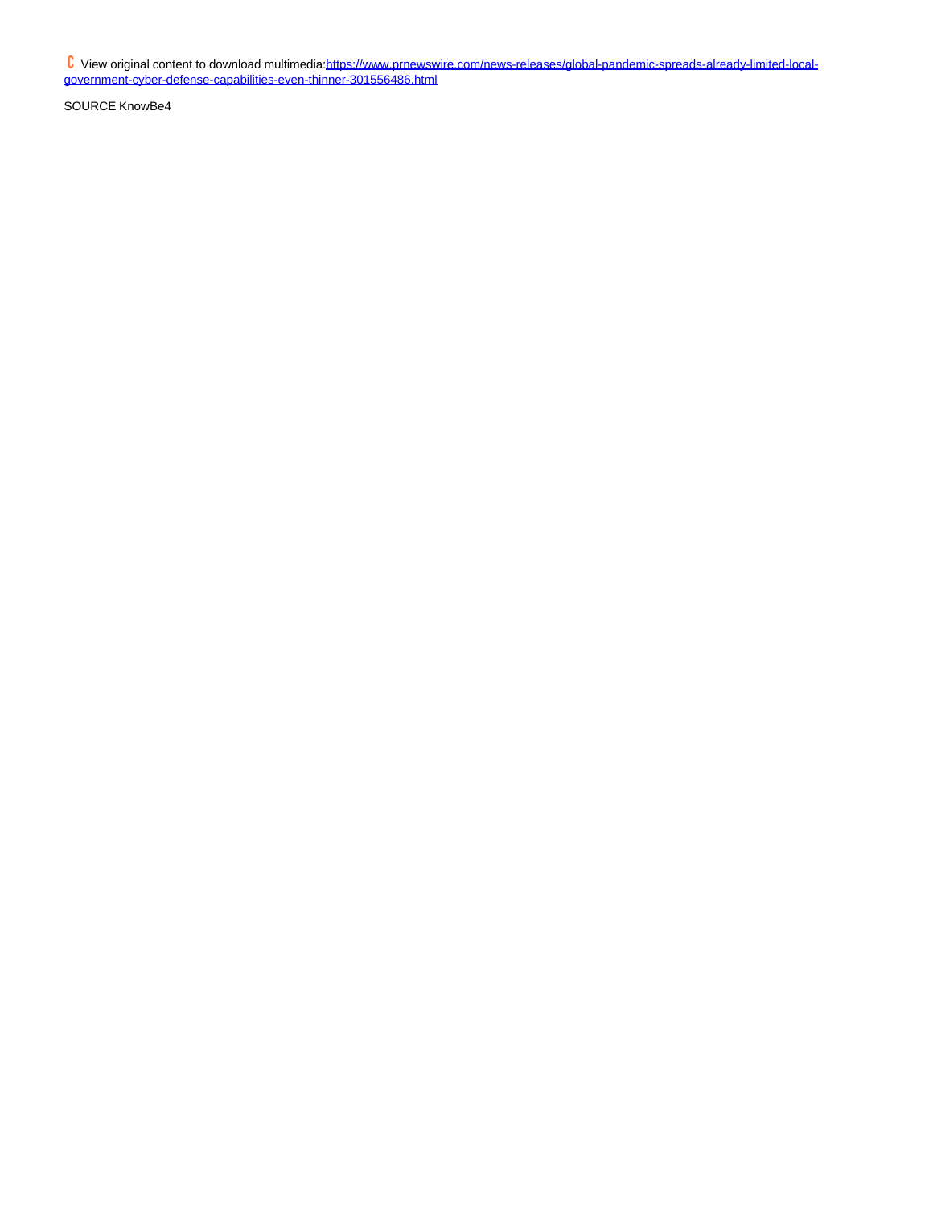View original content to download multimedia: https://www.prnewswire.com/news-releases/global-pandemic-spreads-already-limited-local-government-cyber-defense-capabilities-even-thinner-301556486.html

SOURCE KnowBe4